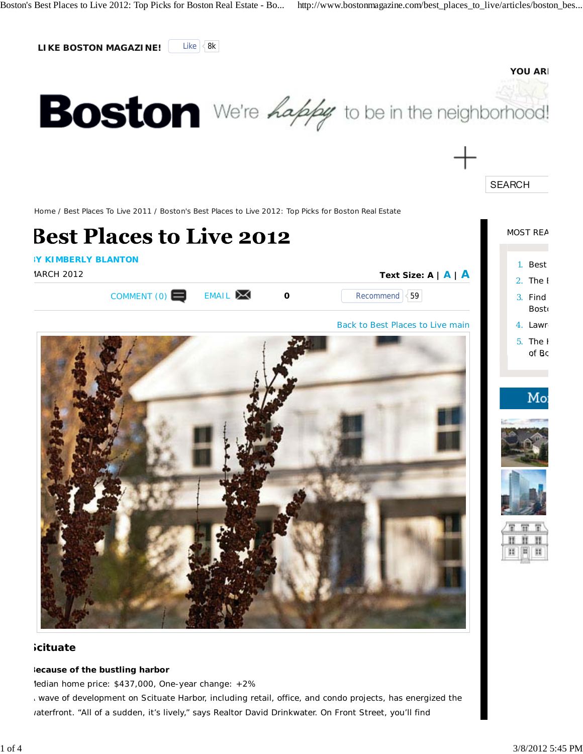LIKE BOSTON MAGAZINE! Like 8k

YOU ARI

Boston We're happy to be in the neighborhood!

SEARCH

Home / Best Places To Live 2011 / Boston's Best Places to Live 2012: Top Picks for Boston Real Estate

# Best Places to Live 2012

**Y KIMBERLY BLANTON**

IARCH 2012

Text Size: A | A | A

COMMENT (0) EMAIL 0 Recommend 59

Back to Best Places to Live main

MOST REA

1. Best
2. The I
3. Find Bosto
4. Lawr
5. The I of Bo

Mo

## ;cituate

**Because of the bustling harbor**

Iedian home price: $437,000, One-year change: +2%

. wave of development on Scituate Harbor, including retail, office, and condo projects, has energized the /aterfront. "All of a sudden, it's lively," says Realtor David Drinkwater. On Front Street, you'll find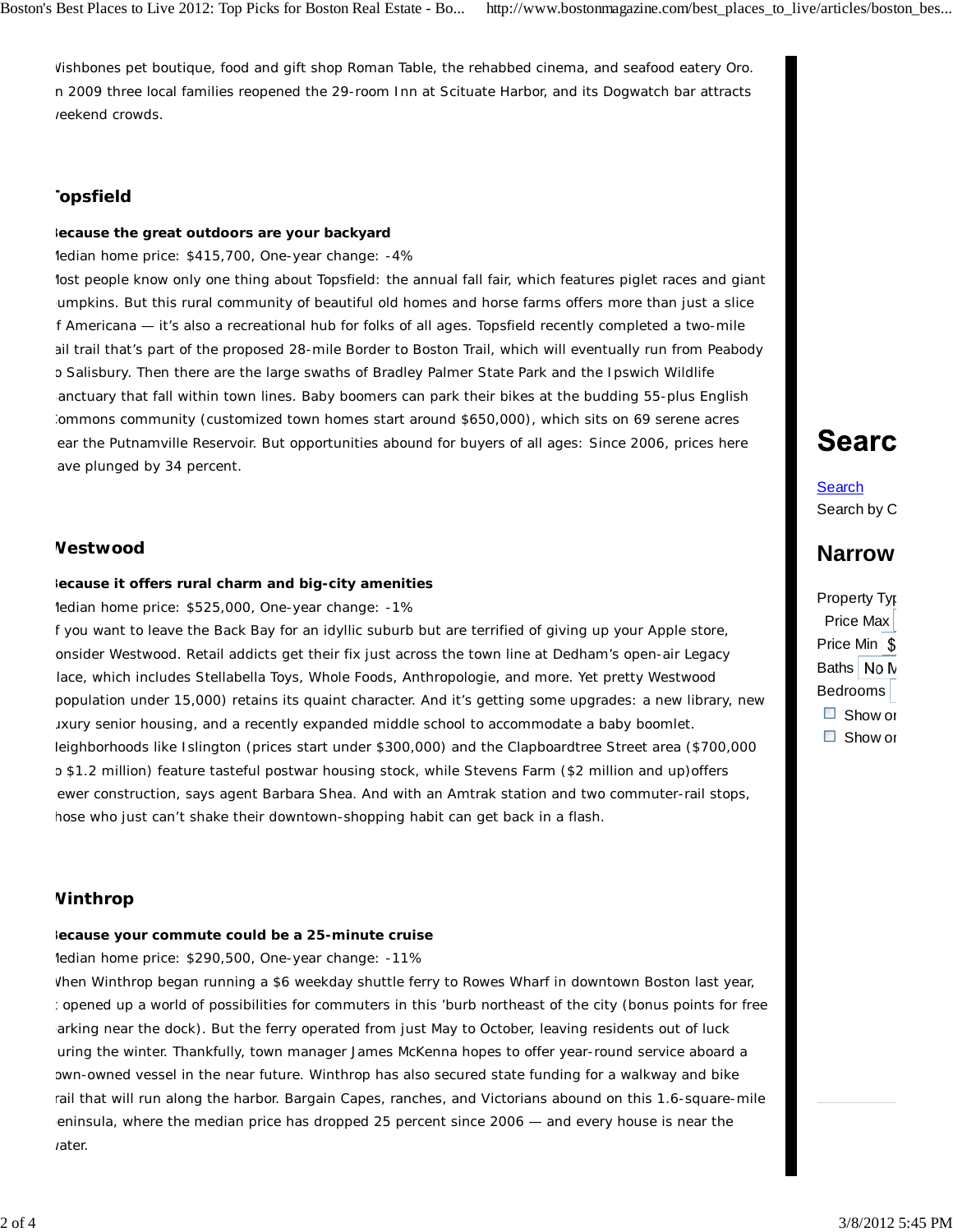Wishbones pet boutique, food and gift shop Roman Table, the rehabbed cinema, and seafood eatery Oro. In 2009 three local families reopened the 29-room Inn at Scituate Harbor, and its Dogwatch bar attracts weekend crowds.

## Topsfield

**Because the great outdoors are your backyard**

Median home price: $415,700, One-year change: -4%

Most people know only one thing about Topsfield: the annual fall fair, which features piglet races and giant pumpkins. But this rural community of beautiful old homes and horse farms offers more than just a slice of Americana — it's also a recreational hub for folks of all ages. Topsfield recently completed a two-mile rail trail that's part of the proposed 28-mile Border to Boston Trail, which will eventually run from Peabody to Salisbury. Then there are the large swaths of Bradley Palmer State Park and the Ipswich Wildlife Sanctuary that fall within town lines. Baby boomers can park their bikes at the budding 55-plus English Commons community (customized town homes start around $650,000), which sits on 69 serene acres near the Putnamville Reservoir. But opportunities abound for buyers of all ages: Since 2006, prices here have plunged by 34 percent.

## Westwood

**Because it offers rural charm and big-city amenities**

Median home price: $525,000, One-year change: -1%

If you want to leave the Back Bay for an idyllic suburb but are terrified of giving up your Apple store, consider Westwood. Retail addicts get their fix just across the town line at Dedham's open-air Legacy Place, which includes Stellabella Toys, Whole Foods, Anthropologie, and more. Yet pretty Westwood (population under 15,000) retains its quaint character. And it's getting some upgrades: a new library, new luxury senior housing, and a recently expanded middle school to accommodate a baby boomlet. Neighborhoods like Islington (prices start under $300,000) and the Clapboardtree Street area ($700,000 to $1.2 million) feature tasteful postwar housing stock, while Stevens Farm ($2 million and up)offers newer construction, says agent Barbara Shea. And with an Amtrak station and two commuter-rail stops, those who just can't shake their downtown-shopping habit can get back in a flash.

## Winthrop

**Because your commute could be a 25-minute cruise**

Median home price: $290,500, One-year change: -11%

When Winthrop began running a $6 weekday shuttle ferry to Rowes Wharf in downtown Boston last year, it opened up a world of possibilities for commuters in this 'burb northeast of the city (bonus points for free parking near the dock). But the ferry operated from just May to October, leaving residents out of luck during the winter. Thankfully, town manager James McKenna hopes to offer year-round service aboard a town-owned vessel in the near future. Winthrop has also secured state funding for a walkway and bike trail that will run along the harbor. Bargain Capes, ranches, and Victorians abound on this 1.6-square-mile peninsula, where the median price has dropped 25 percent since 2006 — and every house is near the water.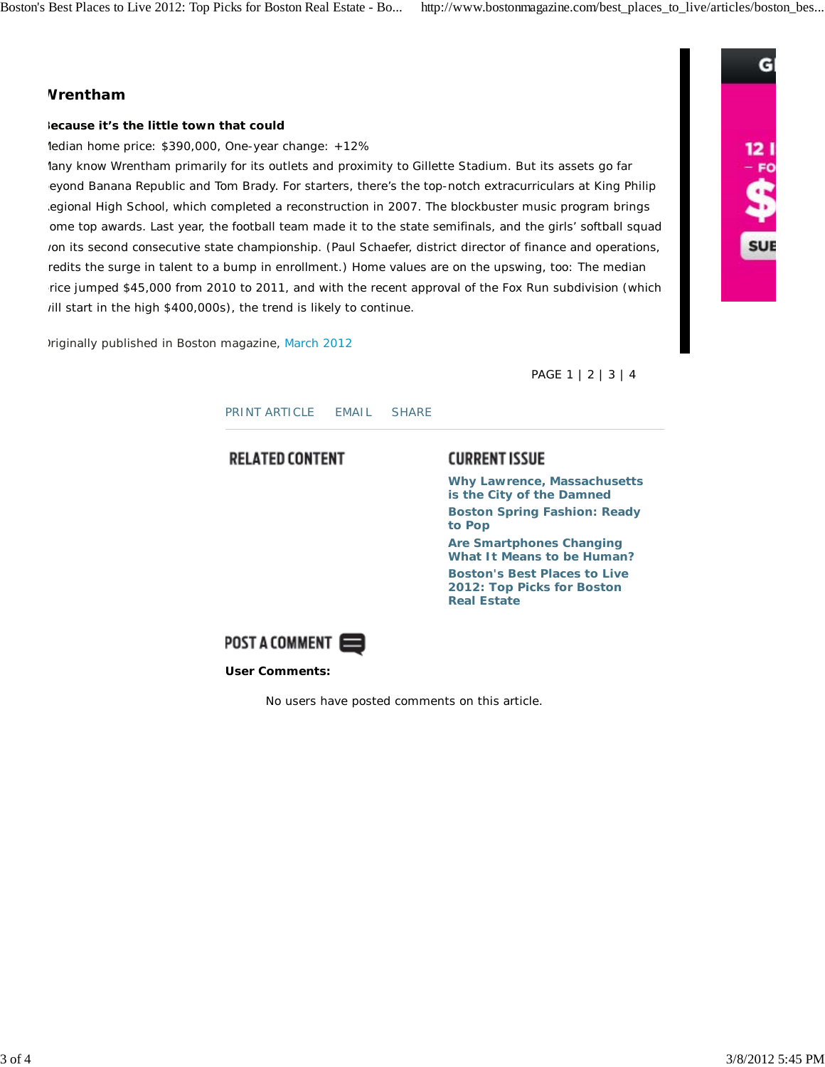## Wrentham

**Because it's the little town that could**

Median home price: $390,000, One-year change: +12%

Many know Wrentham primarily for its outlets and proximity to Gillette Stadium. But its assets go far beyond Banana Republic and Tom Brady. For starters, there's the top-notch extracurriculars at King Philip Regional High School, which completed a reconstruction in 2007. The blockbuster music program brings home top awards. Last year, the football team made it to the state semifinals, and the girls' softball squad won its second consecutive state championship. (Paul Schaefer, district director of finance and operations, credits the surge in talent to a bump in enrollment.) Home values are on the upswing, too: The median price jumped $45,000 from 2010 to 2011, and with the recent approval of the Fox Run subdivision (which will start in the high $400,000s), the trend is likely to continue.

Originally published in Boston magazine, March 2012

PAGE 1 | 2 | 3 | 4

PRINT ARTICLE EMAIL SHARE

### RELATED CONTENT

### CURRENT ISSUE

**Why Lawrence, Massachusetts is the City of the Damned**

**Boston Spring Fashion: Ready to Pop**

**Are Smartphones Changing What It Means to be Human?**

**Boston's Best Places to Live 2012: Top Picks for Boston Real Estate**

### POST A COMMENT

**User Comments:**

No users have posted comments on this article.